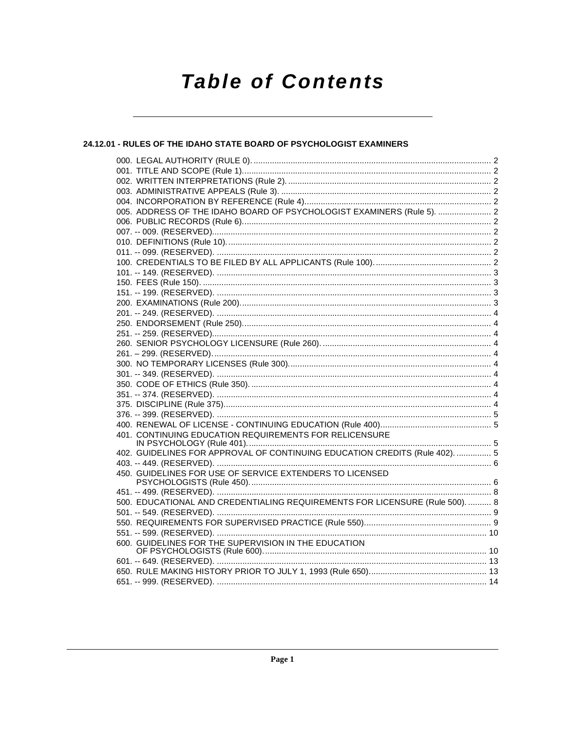# Table of Contents

## 24.12.01 - RULES OF THE IDAHO STATE BOARD OF PSYCHOLOGIST EXAMINERS

000. LEGAL AUTHORITY (RULE 0). .......... 2
001. TITLE AND SCOPE (Rule 1). .......... 2
002. WRITTEN INTERPRETATIONS (Rule 2). .......... 2
003. ADMINISTRATIVE APPEALS (Rule 3). .......... 2
004. INCORPORATION BY REFERENCE (Rule 4). .......... 2
005. ADDRESS OF THE IDAHO BOARD OF PSYCHOLOGIST EXAMINERS (Rule 5). .......... 2
006. PUBLIC RECORDS (Rule 6). .......... 2
007. -- 009. (RESERVED). .......... 2
010. DEFINITIONS (Rule 10). .......... 2
011. -- 099. (RESERVED). .......... 2
100. CREDENTIALS TO BE FILED BY ALL APPLICANTS (Rule 100). .......... 2
101. -- 149. (RESERVED). .......... 3
150. FEES (Rule 150). .......... 3
151. -- 199. (RESERVED). .......... 3
200. EXAMINATIONS (Rule 200). .......... 3
201. -- 249. (RESERVED). .......... 4
250. ENDORSEMENT (Rule 250). .......... 4
251. -- 259. (RESERVED). .......... 4
260. SENIOR PSYCHOLOGY LICENSURE (Rule 260). .......... 4
261. – 299. (RESERVED). .......... 4
300. NO TEMPORARY LICENSES (Rule 300). .......... 4
301. -- 349. (RESERVED). .......... 4
350. CODE OF ETHICS (Rule 350). .......... 4
351. -- 374. (RESERVED). .......... 4
375. DISCIPLINE (Rule 375). .......... 4
376. -- 399. (RESERVED). .......... 5
400. RENEWAL OF LICENSE - CONTINUING EDUCATION (Rule 400). .......... 5
401. CONTINUING EDUCATION REQUIREMENTS FOR RELICENSURE IN PSYCHOLOGY (Rule 401). .......... 5
402. GUIDELINES FOR APPROVAL OF CONTINUING EDUCATION CREDITS (Rule 402). .......... 5
403. -- 449. (RESERVED). .......... 6
450. GUIDELINES FOR USE OF SERVICE EXTENDERS TO LICENSED PSYCHOLOGISTS (Rule 450). .......... 6
451. -- 499. (RESERVED). .......... 8
500. EDUCATIONAL AND CREDENTIALING REQUIREMENTS FOR LICENSURE (Rule 500). .......... 8
501. -- 549. (RESERVED). .......... 9
550. REQUIREMENTS FOR SUPERVISED PRACTICE (Rule 550). .......... 9
551. -- 599. (RESERVED). .......... 10
600. GUIDELINES FOR THE SUPERVISION IN THE EDUCATION OF PSYCHOLOGISTS (Rule 600). .......... 10
601. -- 649. (RESERVED). .......... 13
650. RULE MAKING HISTORY PRIOR TO JULY 1, 1993 (Rule 650). .......... 13
651. -- 999. (RESERVED). .......... 14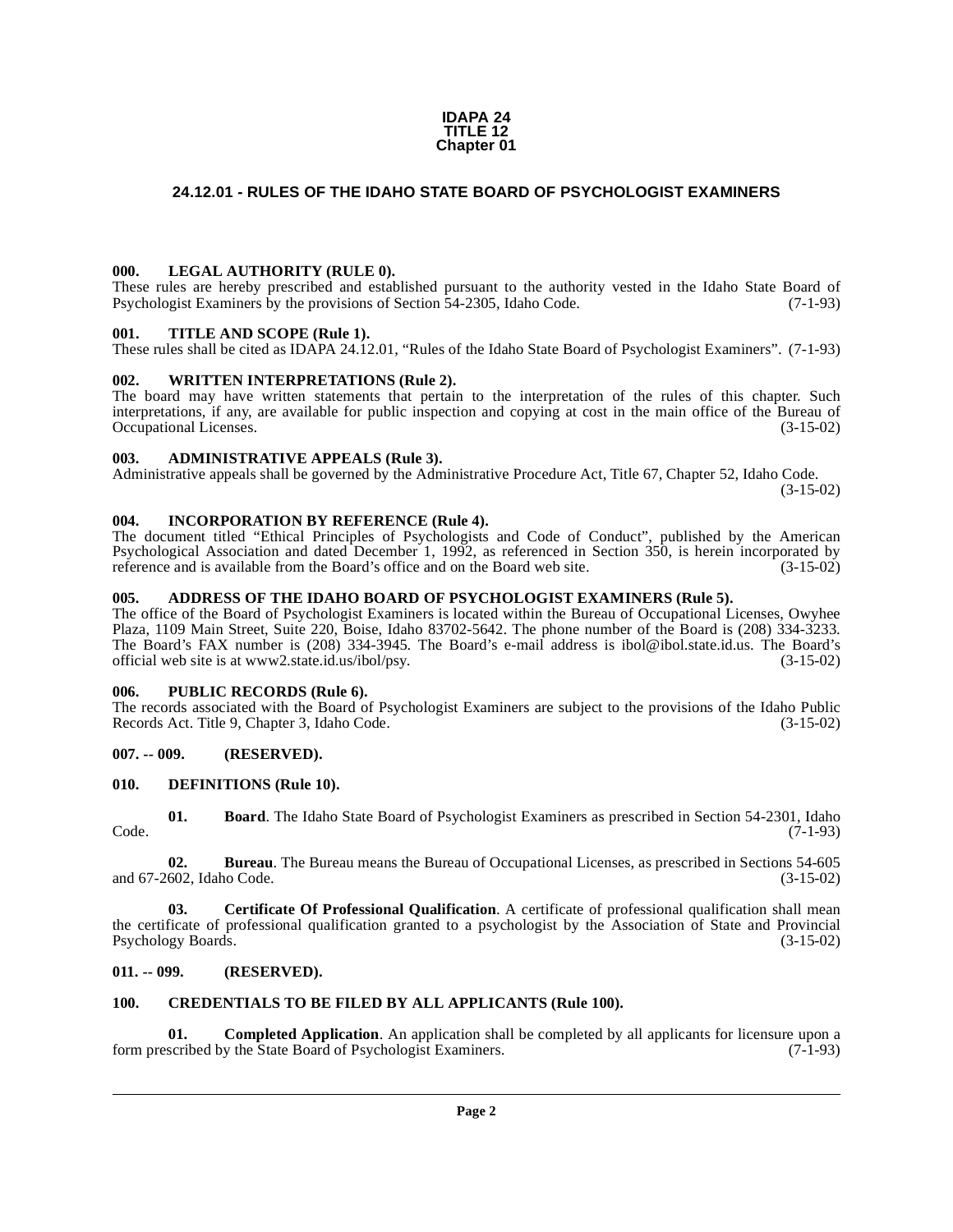**IDAPA 24**
**TITLE 12**
**Chapter 01**

# 24.12.01 - RULES OF THE IDAHO STATE BOARD OF PSYCHOLOGIST EXAMINERS

## 000. LEGAL AUTHORITY (RULE 0).

These rules are hereby prescribed and established pursuant to the authority vested in the Idaho State Board of Psychologist Examiners by the provisions of Section 54-2305, Idaho Code. (7-1-93)

## 001. TITLE AND SCOPE (Rule 1).

These rules shall be cited as IDAPA 24.12.01, "Rules of the Idaho State Board of Psychologist Examiners". (7-1-93)

## 002. WRITTEN INTERPRETATIONS (Rule 2).

The board may have written statements that pertain to the interpretation of the rules of this chapter. Such interpretations, if any, are available for public inspection and copying at cost in the main office of the Bureau of Occupational Licenses. (3-15-02)

## 003. ADMINISTRATIVE APPEALS (Rule 3).

Administrative appeals shall be governed by the Administrative Procedure Act, Title 67, Chapter 52, Idaho Code. (3-15-02)

## 004. INCORPORATION BY REFERENCE (Rule 4).

The document titled "Ethical Principles of Psychologists and Code of Conduct", published by the American Psychological Association and dated December 1, 1992, as referenced in Section 350, is herein incorporated by reference and is available from the Board's office and on the Board web site. (3-15-02)

## 005. ADDRESS OF THE IDAHO BOARD OF PSYCHOLOGIST EXAMINERS (Rule 5).

The office of the Board of Psychologist Examiners is located within the Bureau of Occupational Licenses, Owyhee Plaza, 1109 Main Street, Suite 220, Boise, Idaho 83702-5642. The phone number of the Board is (208) 334-3233. The Board's FAX number is (208) 334-3945. The Board's e-mail address is ibol@ibol.state.id.us. The Board's official web site is at www2.state.id.us/ibol/psy. (3-15-02)

## 006. PUBLIC RECORDS (Rule 6).

The records associated with the Board of Psychologist Examiners are subject to the provisions of the Idaho Public Records Act. Title 9, Chapter 3, Idaho Code. (3-15-02)

## 007. -- 009. (RESERVED).

## 010. DEFINITIONS (Rule 10).

**01. Board**. The Idaho State Board of Psychologist Examiners as prescribed in Section 54-2301, Idaho Code. (7-1-93)

**02. Bureau**. The Bureau means the Bureau of Occupational Licenses, as prescribed in Sections 54-605 and 67-2602, Idaho Code. (3-15-02)

**03. Certificate Of Professional Qualification**. A certificate of professional qualification shall mean the certificate of professional qualification granted to a psychologist by the Association of State and Provincial Psychology Boards. (3-15-02)

## 011. -- 099. (RESERVED).

## 100. CREDENTIALS TO BE FILED BY ALL APPLICANTS (Rule 100).

**01. Completed Application**. An application shall be completed by all applicants for licensure upon a form prescribed by the State Board of Psychologist Examiners. (7-1-93)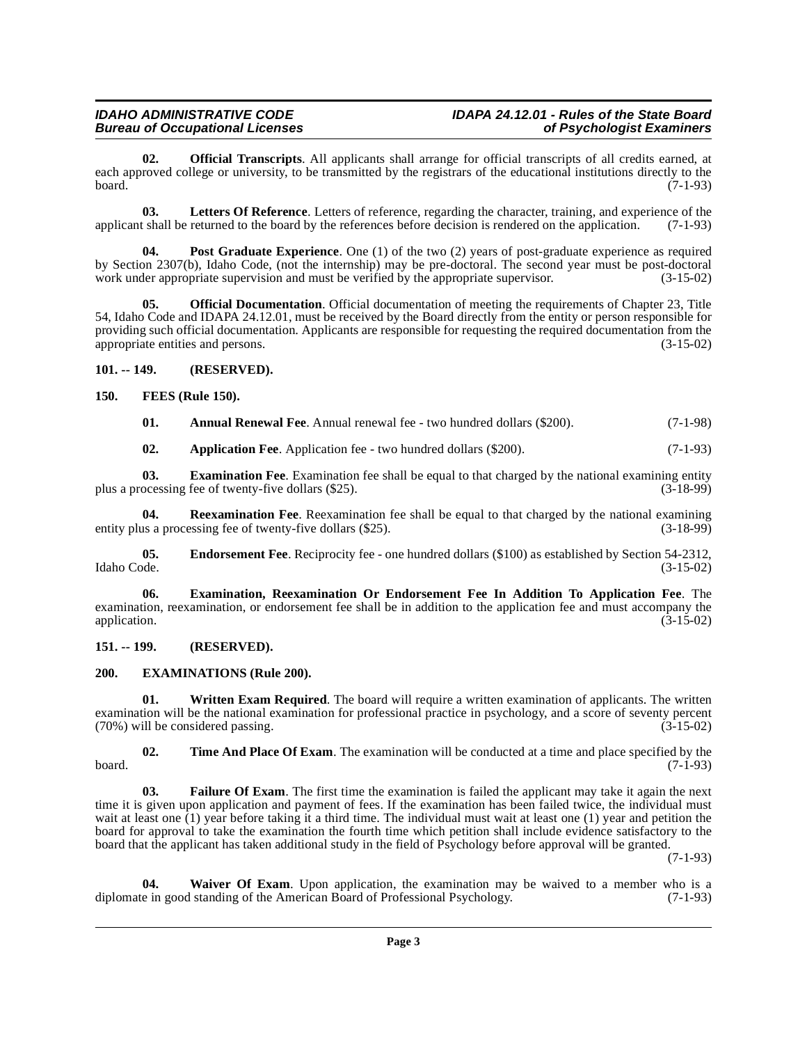**02. Official Transcripts**. All applicants shall arrange for official transcripts of all credits earned, at each approved college or university, to be transmitted by the registrars of the educational institutions directly to the board. (7-1-93)

**03. Letters Of Reference**. Letters of reference, regarding the character, training, and experience of the applicant shall be returned to the board by the references before decision is rendered on the application. (7-1-93)

**04. Post Graduate Experience**. One (1) of the two (2) years of post-graduate experience as required by Section 2307(b), Idaho Code, (not the internship) may be pre-doctoral. The second year must be post-doctoral work under appropriate supervision and must be verified by the appropriate supervisor. (3-15-02)

**05. Official Documentation**. Official documentation of meeting the requirements of Chapter 23, Title 54, Idaho Code and IDAPA 24.12.01, must be received by the Board directly from the entity or person responsible for providing such official documentation. Applicants are responsible for requesting the required documentation from the appropriate entities and persons. (3-15-02)

**101. -- 149. (RESERVED).**

**150. FEES (Rule 150).**

**01. Annual Renewal Fee**. Annual renewal fee - two hundred dollars ($200). (7-1-98)

**02. Application Fee**. Application fee - two hundred dollars ($200). (7-1-93)

**03. Examination Fee**. Examination fee shall be equal to that charged by the national examining entity plus a processing fee of twenty-five dollars ($25). (3-18-99)

**04. Reexamination Fee**. Reexamination fee shall be equal to that charged by the national examining entity plus a processing fee of twenty-five dollars ($25). (3-18-99)

**05. Endorsement Fee**. Reciprocity fee - one hundred dollars ($100) as established by Section 54-2312, Idaho Code. (3-15-02)

**06. Examination, Reexamination Or Endorsement Fee In Addition To Application Fee**. The examination, reexamination, or endorsement fee shall be in addition to the application fee and must accompany the application. (3-15-02)

**151. -- 199. (RESERVED).**

**200. EXAMINATIONS (Rule 200).**

**01. Written Exam Required**. The board will require a written examination of applicants. The written examination will be the national examination for professional practice in psychology, and a score of seventy percent (70%) will be considered passing. (3-15-02)

**02. Time And Place Of Exam**. The examination will be conducted at a time and place specified by the board. (7-1-93)

**03. Failure Of Exam**. The first time the examination is failed the applicant may take it again the next time it is given upon application and payment of fees. If the examination has been failed twice, the individual must wait at least one (1) year before taking it a third time. The individual must wait at least one (1) year and petition the board for approval to take the examination the fourth time which petition shall include evidence satisfactory to the board that the applicant has taken additional study in the field of Psychology before approval will be granted. (7-1-93)

**04. Waiver Of Exam**. Upon application, the examination may be waived to a member who is a diplomate in good standing of the American Board of Professional Psychology. (7-1-93)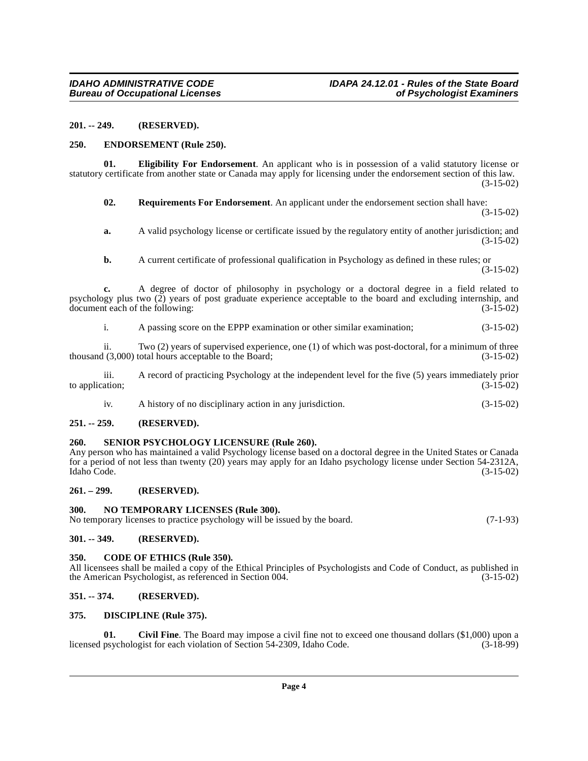### 201. -- 249. (RESERVED).

### 250. ENDORSEMENT (Rule 250).

**01. Eligibility For Endorsement**. An applicant who is in possession of a valid statutory license or statutory certificate from another state or Canada may apply for licensing under the endorsement section of this law. (3-15-02)

**02. Requirements For Endorsement**. An applicant under the endorsement section shall have: (3-15-02)

**a.** A valid psychology license or certificate issued by the regulatory entity of another jurisdiction; and (3-15-02)

**b.** A current certificate of professional qualification in Psychology as defined in these rules; or (3-15-02)

**c.** A degree of doctor of philosophy in psychology or a doctoral degree in a field related to psychology plus two (2) years of post graduate experience acceptable to the board and excluding internship, and document each of the following: (3-15-02)

i. A passing score on the EPPP examination or other similar examination; (3-15-02)

ii. Two (2) years of supervised experience, one (1) of which was post-doctoral, for a minimum of three thousand (3,000) total hours acceptable to the Board; (3-15-02)

iii. A record of practicing Psychology at the independent level for the five (5) years immediately prior to application; (3-15-02)

iv. A history of no disciplinary action in any jurisdiction. (3-15-02)

### 251. -- 259. (RESERVED).

### 260. SENIOR PSYCHOLOGY LICENSURE (Rule 260).

Any person who has maintained a valid Psychology license based on a doctoral degree in the United States or Canada for a period of not less than twenty (20) years may apply for an Idaho psychology license under Section 54-2312A, Idaho Code. (3-15-02)

### 261. – 299. (RESERVED).

### 300. NO TEMPORARY LICENSES (Rule 300).

No temporary licenses to practice psychology will be issued by the board. (7-1-93)

### 301. -- 349. (RESERVED).

### 350. CODE OF ETHICS (Rule 350).

All licensees shall be mailed a copy of the Ethical Principles of Psychologists and Code of Conduct, as published in the American Psychologist, as referenced in Section 004. (3-15-02)

### 351. -- 374. (RESERVED).

### 375. DISCIPLINE (Rule 375).

**01. Civil Fine**. The Board may impose a civil fine not to exceed one thousand dollars ($1,000) upon a licensed psychologist for each violation of Section 54-2309, Idaho Code. (3-18-99)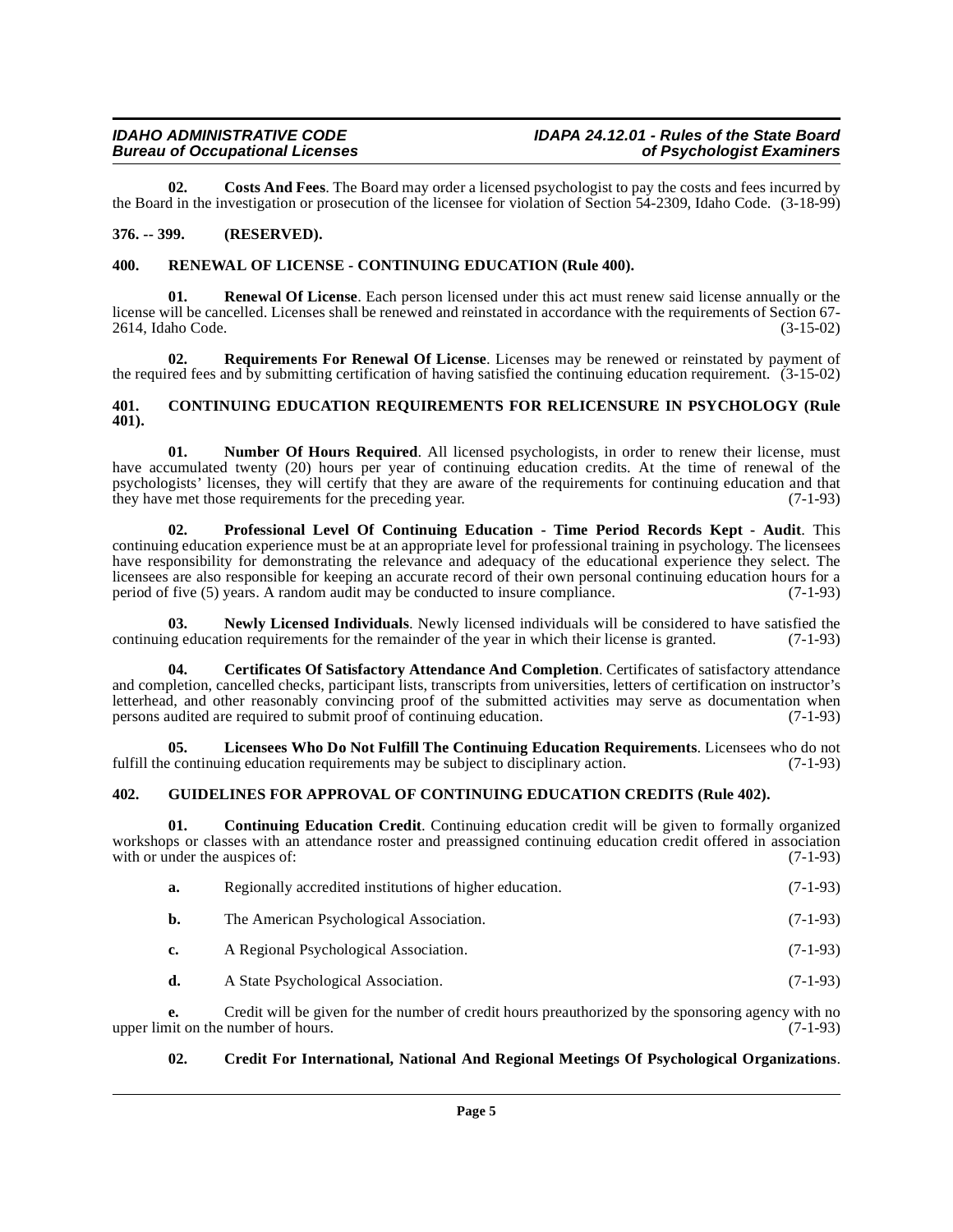**02. Costs And Fees**. The Board may order a licensed psychologist to pay the costs and fees incurred by the Board in the investigation or prosecution of the licensee for violation of Section 54-2309, Idaho Code. (3-18-99)

## 376. -- 399. (RESERVED).

## 400. RENEWAL OF LICENSE - CONTINUING EDUCATION (Rule 400).

**01. Renewal Of License**. Each person licensed under this act must renew said license annually or the license will be cancelled. Licenses shall be renewed and reinstated in accordance with the requirements of Section 67-2614, Idaho Code. (3-15-02)

**02. Requirements For Renewal Of License**. Licenses may be renewed or reinstated by payment of the required fees and by submitting certification of having satisfied the continuing education requirement. (3-15-02)

## 401. CONTINUING EDUCATION REQUIREMENTS FOR RELICENSURE IN PSYCHOLOGY (Rule 401).

**01. Number Of Hours Required**. All licensed psychologists, in order to renew their license, must have accumulated twenty (20) hours per year of continuing education credits. At the time of renewal of the psychologists' licenses, they will certify that they are aware of the requirements for continuing education and that they have met those requirements for the preceding year. (7-1-93)

**02. Professional Level Of Continuing Education - Time Period Records Kept - Audit**. This continuing education experience must be at an appropriate level for professional training in psychology. The licensees have responsibility for demonstrating the relevance and adequacy of the educational experience they select. The licensees are also responsible for keeping an accurate record of their own personal continuing education hours for a period of five (5) years. A random audit may be conducted to insure compliance. (7-1-93)

**03. Newly Licensed Individuals**. Newly licensed individuals will be considered to have satisfied the continuing education requirements for the remainder of the year in which their license is granted. (7-1-93)

**04. Certificates Of Satisfactory Attendance And Completion**. Certificates of satisfactory attendance and completion, cancelled checks, participant lists, transcripts from universities, letters of certification on instructor's letterhead, and other reasonably convincing proof of the submitted activities may serve as documentation when persons audited are required to submit proof of continuing education. (7-1-93)

**05. Licensees Who Do Not Fulfill The Continuing Education Requirements**. Licensees who do not fulfill the continuing education requirements may be subject to disciplinary action. (7-1-93)

## 402. GUIDELINES FOR APPROVAL OF CONTINUING EDUCATION CREDITS (Rule 402).

**01. Continuing Education Credit**. Continuing education credit will be given to formally organized workshops or classes with an attendance roster and preassigned continuing education credit offered in association with or under the auspices of: (7-1-93)

**a.** Regionally accredited institutions of higher education. (7-1-93)

**b.** The American Psychological Association. (7-1-93)

**c.** A Regional Psychological Association. (7-1-93)

**d.** A State Psychological Association. (7-1-93)

**e.** Credit will be given for the number of credit hours preauthorized by the sponsoring agency with no upper limit on the number of hours. (7-1-93)

**02. Credit For International, National And Regional Meetings Of Psychological Organizations**.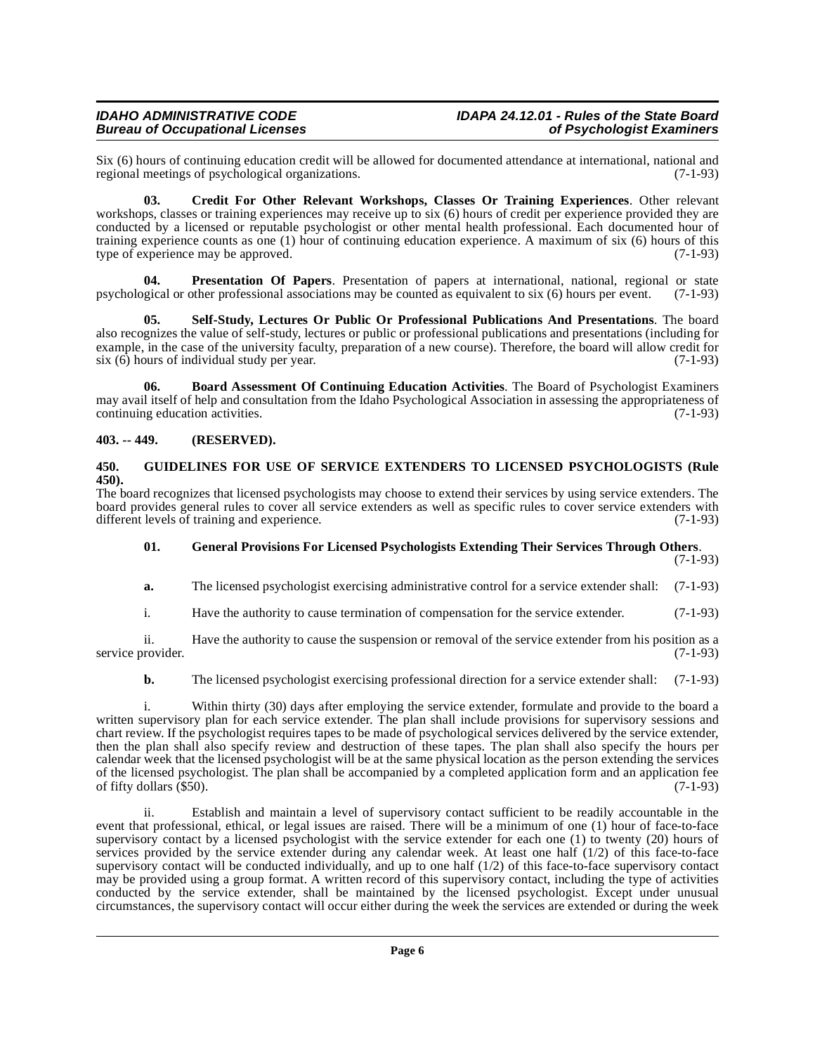Six (6) hours of continuing education credit will be allowed for documented attendance at international, national and regional meetings of psychological organizations. (7-1-93)

**03. Credit For Other Relevant Workshops, Classes Or Training Experiences**. Other relevant workshops, classes or training experiences may receive up to six (6) hours of credit per experience provided they are conducted by a licensed or reputable psychologist or other mental health professional. Each documented hour of training experience counts as one (1) hour of continuing education experience. A maximum of six (6) hours of this type of experience may be approved. (7-1-93)

**04. Presentation Of Papers**. Presentation of papers at international, national, regional or state psychological or other professional associations may be counted as equivalent to six (6) hours per event. (7-1-93)

**05. Self-Study, Lectures Or Public Or Professional Publications And Presentations**. The board also recognizes the value of self-study, lectures or public or professional publications and presentations (including for example, in the case of the university faculty, preparation of a new course). Therefore, the board will allow credit for six (6) hours of individual study per year. (7-1-93)

**06. Board Assessment Of Continuing Education Activities**. The Board of Psychologist Examiners may avail itself of help and consultation from the Idaho Psychological Association in assessing the appropriateness of continuing education activities. (7-1-93)

## 403. -- 449. (RESERVED).

## 450. GUIDELINES FOR USE OF SERVICE EXTENDERS TO LICENSED PSYCHOLOGISTS (Rule 450).

The board recognizes that licensed psychologists may choose to extend their services by using service extenders. The board provides general rules to cover all service extenders as well as specific rules to cover service extenders with different levels of training and experience. (7-1-93)

**01. General Provisions For Licensed Psychologists Extending Their Services Through Others**. (7-1-93)

**a.** The licensed psychologist exercising administrative control for a service extender shall: (7-1-93)

i. Have the authority to cause termination of compensation for the service extender. (7-1-93)

ii. Have the authority to cause the suspension or removal of the service extender from his position as a service provider. (7-1-93)

**b.** The licensed psychologist exercising professional direction for a service extender shall: (7-1-93)

i. Within thirty (30) days after employing the service extender, formulate and provide to the board a written supervisory plan for each service extender. The plan shall include provisions for supervisory sessions and chart review. If the psychologist requires tapes to be made of psychological services delivered by the service extender, then the plan shall also specify review and destruction of these tapes. The plan shall also specify the hours per calendar week that the licensed psychologist will be at the same physical location as the person extending the services of the licensed psychologist. The plan shall be accompanied by a completed application form and an application fee of fifty dollars ($50). (7-1-93)

ii. Establish and maintain a level of supervisory contact sufficient to be readily accountable in the event that professional, ethical, or legal issues are raised. There will be a minimum of one (1) hour of face-to-face supervisory contact by a licensed psychologist with the service extender for each one (1) to twenty (20) hours of services provided by the service extender during any calendar week. At least one half (1/2) of this face-to-face supervisory contact will be conducted individually, and up to one half (1/2) of this face-to-face supervisory contact may be provided using a group format. A written record of this supervisory contact, including the type of activities conducted by the service extender, shall be maintained by the licensed psychologist. Except under unusual circumstances, the supervisory contact will occur either during the week the services are extended or during the week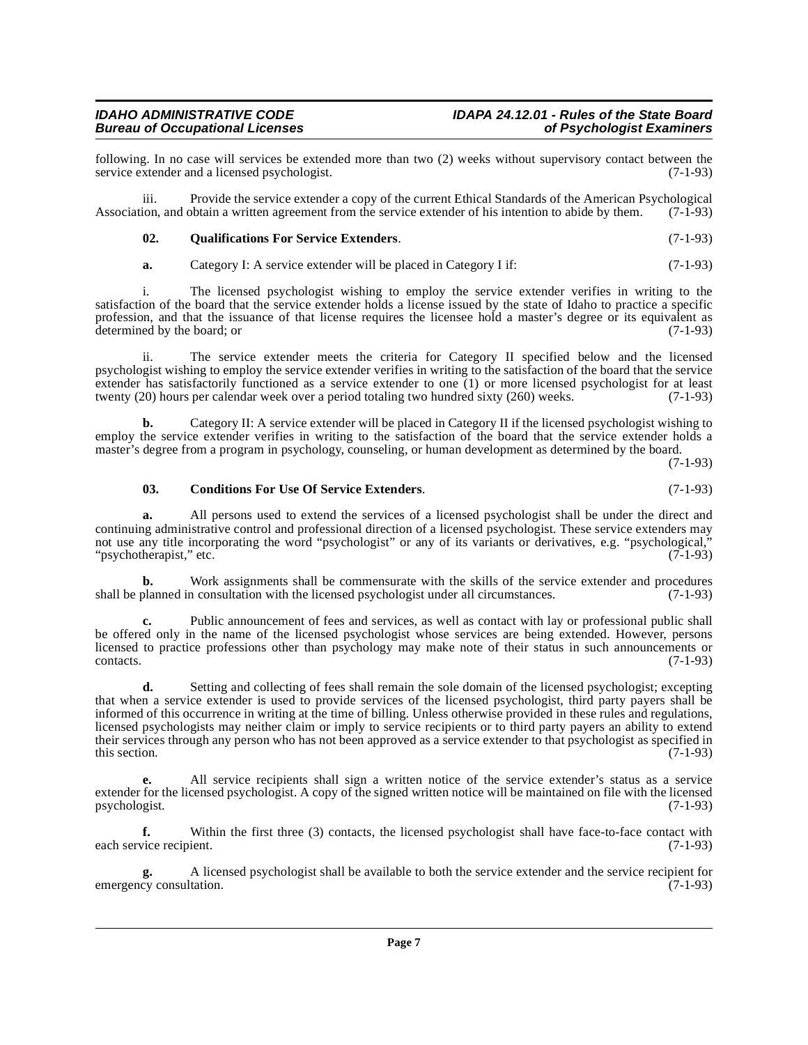following. In no case will services be extended more than two (2) weeks without supervisory contact between the service extender and a licensed psychologist. (7-1-93)

iii. Provide the service extender a copy of the current Ethical Standards of the American Psychological Association, and obtain a written agreement from the service extender of his intention to abide by them. (7-1-93)

**02. Qualifications For Service Extenders**. (7-1-93)

**a.** Category I: A service extender will be placed in Category I if: (7-1-93)

i. The licensed psychologist wishing to employ the service extender verifies in writing to the satisfaction of the board that the service extender holds a license issued by the state of Idaho to practice a specific profession, and that the issuance of that license requires the licensee hold a master's degree or its equivalent as determined by the board; or (7-1-93)

ii. The service extender meets the criteria for Category II specified below and the licensed psychologist wishing to employ the service extender verifies in writing to the satisfaction of the board that the service extender has satisfactorily functioned as a service extender to one (1) or more licensed psychologist for at least twenty (20) hours per calendar week over a period totaling two hundred sixty (260) weeks. (7-1-93)

**b.** Category II: A service extender will be placed in Category II if the licensed psychologist wishing to employ the service extender verifies in writing to the satisfaction of the board that the service extender holds a master's degree from a program in psychology, counseling, or human development as determined by the board. (7-1-93)

**03. Conditions For Use Of Service Extenders**. (7-1-93)

**a.** All persons used to extend the services of a licensed psychologist shall be under the direct and continuing administrative control and professional direction of a licensed psychologist. These service extenders may not use any title incorporating the word "psychologist" or any of its variants or derivatives, e.g. "psychological," "psychotherapist," etc. (7-1-93)

**b.** Work assignments shall be commensurate with the skills of the service extender and procedures shall be planned in consultation with the licensed psychologist under all circumstances. (7-1-93)

**c.** Public announcement of fees and services, as well as contact with lay or professional public shall be offered only in the name of the licensed psychologist whose services are being extended. However, persons licensed to practice professions other than psychology may make note of their status in such announcements or contacts. (7-1-93)

**d.** Setting and collecting of fees shall remain the sole domain of the licensed psychologist; excepting that when a service extender is used to provide services of the licensed psychologist, third party payers shall be informed of this occurrence in writing at the time of billing. Unless otherwise provided in these rules and regulations, licensed psychologists may neither claim or imply to service recipients or to third party payers an ability to extend their services through any person who has not been approved as a service extender to that psychologist as specified in this section. (7-1-93)

**e.** All service recipients shall sign a written notice of the service extender's status as a service extender for the licensed psychologist. A copy of the signed written notice will be maintained on file with the licensed psychologist. (7-1-93)

**f.** Within the first three (3) contacts, the licensed psychologist shall have face-to-face contact with each service recipient. (7-1-93)

**g.** A licensed psychologist shall be available to both the service extender and the service recipient for emergency consultation. (7-1-93)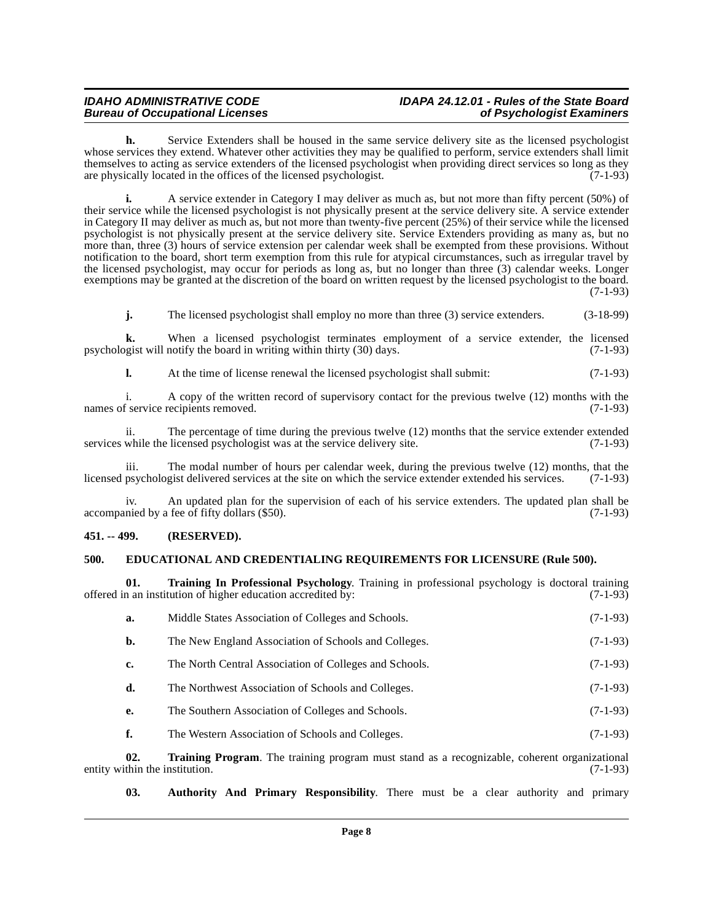**h.** Service Extenders shall be housed in the same service delivery site as the licensed psychologist whose services they extend. Whatever other activities they may be qualified to perform, service extenders shall limit themselves to acting as service extenders of the licensed psychologist when providing direct services so long as they are physically located in the offices of the licensed psychologist. (7-1-93)

**i.** A service extender in Category I may deliver as much as, but not more than fifty percent (50%) of their service while the licensed psychologist is not physically present at the service delivery site. A service extender in Category II may deliver as much as, but not more than twenty-five percent (25%) of their service while the licensed psychologist is not physically present at the service delivery site. Service Extenders providing as many as, but no more than, three (3) hours of service extension per calendar week shall be exempted from these provisions. Without notification to the board, short term exemption from this rule for atypical circumstances, such as irregular travel by the licensed psychologist, may occur for periods as long as, but no longer than three (3) calendar weeks. Longer exemptions may be granted at the discretion of the board on written request by the licensed psychologist to the board. (7-1-93)

**j.** The licensed psychologist shall employ no more than three (3) service extenders. (3-18-99)

**k.** When a licensed psychologist terminates employment of a service extender, the licensed psychologist will notify the board in writing within thirty (30) days. (7-1-93)

**l.** At the time of license renewal the licensed psychologist shall submit: (7-1-93)

i. A copy of the written record of supervisory contact for the previous twelve (12) months with the names of service recipients removed. (7-1-93)

ii. The percentage of time during the previous twelve (12) months that the service extender extended services while the licensed psychologist was at the service delivery site. (7-1-93)

iii. The modal number of hours per calendar week, during the previous twelve (12) months, that the licensed psychologist delivered services at the site on which the service extender extended his services. (7-1-93)

iv. An updated plan for the supervision of each of his service extenders. The updated plan shall be accompanied by a fee of fifty dollars ($50). (7-1-93)

### 451. -- 499. (RESERVED).

### 500. EDUCATIONAL AND CREDENTIALING REQUIREMENTS FOR LICENSURE (Rule 500).

**01. Training In Professional Psychology**. Training in professional psychology is doctoral training offered in an institution of higher education accredited by: (7-1-93)

**a.** Middle States Association of Colleges and Schools. (7-1-93)

**b.** The New England Association of Schools and Colleges. (7-1-93)

**c.** The North Central Association of Colleges and Schools. (7-1-93)

**d.** The Northwest Association of Schools and Colleges. (7-1-93)

**e.** The Southern Association of Colleges and Schools. (7-1-93)

**f.** The Western Association of Schools and Colleges. (7-1-93)

**02. Training Program**. The training program must stand as a recognizable, coherent organizational entity within the institution. (7-1-93)

**03. Authority And Primary Responsibility**. There must be a clear authority and primary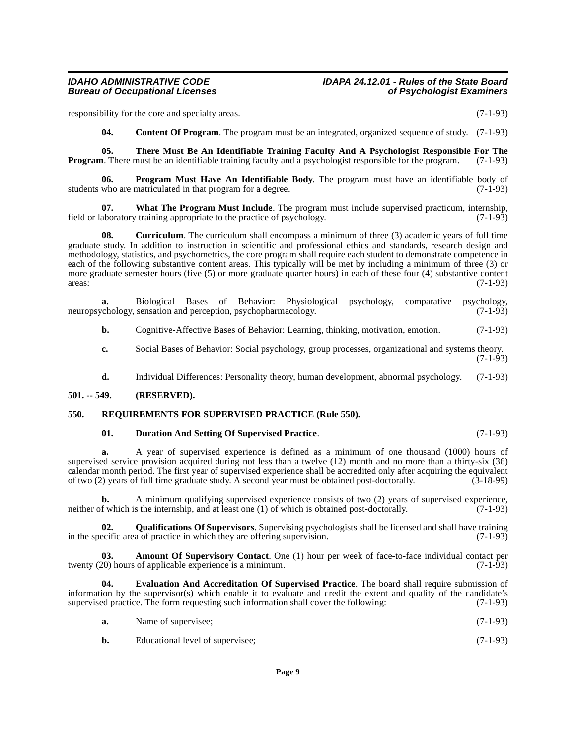responsibility for the core and specialty areas. (7-1-93)

**04. Content Of Program**. The program must be an integrated, organized sequence of study. (7-1-93)

**05. There Must Be An Identifiable Training Faculty And A Psychologist Responsible For The Program**. There must be an identifiable training faculty and a psychologist responsible for the program. (7-1-93)

**06. Program Must Have An Identifiable Body**. The program must have an identifiable body of students who are matriculated in that program for a degree. (7-1-93)

**07. What The Program Must Include**. The program must include supervised practicum, internship, field or laboratory training appropriate to the practice of psychology. (7-1-93)

**08. Curriculum**. The curriculum shall encompass a minimum of three (3) academic years of full time graduate study. In addition to instruction in scientific and professional ethics and standards, research design and methodology, statistics, and psychometrics, the core program shall require each student to demonstrate competence in each of the following substantive content areas. This typically will be met by including a minimum of three (3) or more graduate semester hours (five (5) or more graduate quarter hours) in each of these four (4) substantive content areas: (7-1-93)

**a.** Biological Bases of Behavior: Physiological psychology, comparative psychology, neuropsychology, sensation and perception, psychopharmacology. (7-1-93)

**b.** Cognitive-Affective Bases of Behavior: Learning, thinking, motivation, emotion. (7-1-93)

**c.** Social Bases of Behavior: Social psychology, group processes, organizational and systems theory. (7-1-93)

**d.** Individual Differences: Personality theory, human development, abnormal psychology. (7-1-93)

## 501. -- 549. (RESERVED).

## 550. REQUIREMENTS FOR SUPERVISED PRACTICE (Rule 550).

**01. Duration And Setting Of Supervised Practice**. (7-1-93)

**a.** A year of supervised experience is defined as a minimum of one thousand (1000) hours of supervised service provision acquired during not less than a twelve (12) month and no more than a thirty-six (36) calendar month period. The first year of supervised experience shall be accredited only after acquiring the equivalent of two (2) years of full time graduate study. A second year must be obtained post-doctorally. (3-18-99)

**b.** A minimum qualifying supervised experience consists of two (2) years of supervised experience, neither of which is the internship, and at least one (1) of which is obtained post-doctorally. (7-1-93)

**02. Qualifications Of Supervisors**. Supervising psychologists shall be licensed and shall have training in the specific area of practice in which they are offering supervision. (7-1-93)

**03. Amount Of Supervisory Contact**. One (1) hour per week of face-to-face individual contact per twenty (20) hours of applicable experience is a minimum. (7-1-93)

**04. Evaluation And Accreditation Of Supervised Practice**. The board shall require submission of information by the supervisor(s) which enable it to evaluate and credit the extent and quality of the candidate's supervised practice. The form requesting such information shall cover the following: (7-1-93)

**a.** Name of supervisee; (7-1-93)

**b.** Educational level of supervisee; (7-1-93)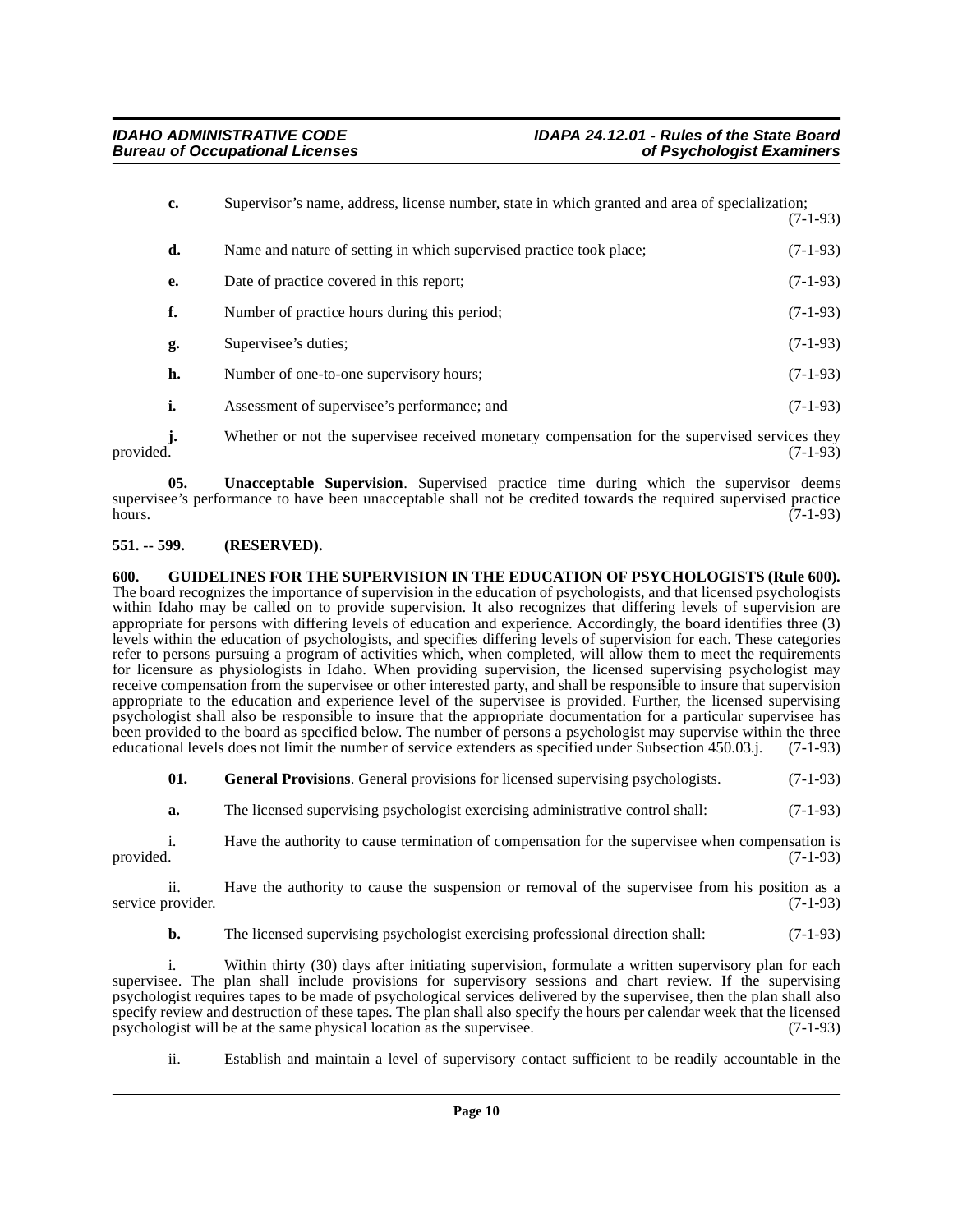**c.** Supervisor's name, address, license number, state in which granted and area of specialization; (7-1-93)

**d.** Name and nature of setting in which supervised practice took place; (7-1-93)

**e.** Date of practice covered in this report; (7-1-93)

**f.** Number of practice hours during this period; (7-1-93)

**g.** Supervisee's duties; (7-1-93)

**h.** Number of one-to-one supervisory hours; (7-1-93)

**i.** Assessment of supervisee's performance; and (7-1-93)

**j.** Whether or not the supervisee received monetary compensation for the supervised services they provided. (7-1-93)

**05. Unacceptable Supervision**. Supervised practice time during which the supervisor deems supervisee's performance to have been unacceptable shall not be credited towards the required supervised practice hours. (7-1-93)

## 551. -- 599. (RESERVED).

## 600. GUIDELINES FOR THE SUPERVISION IN THE EDUCATION OF PSYCHOLOGISTS (Rule 600).

The board recognizes the importance of supervision in the education of psychologists, and that licensed psychologists within Idaho may be called on to provide supervision. It also recognizes that differing levels of supervision are appropriate for persons with differing levels of education and experience. Accordingly, the board identifies three (3) levels within the education of psychologists, and specifies differing levels of supervision for each. These categories refer to persons pursuing a program of activities which, when completed, will allow them to meet the requirements for licensure as physiologists in Idaho. When providing supervision, the licensed supervising psychologist may receive compensation from the supervisee or other interested party, and shall be responsible to insure that supervision appropriate to the education and experience level of the supervisee is provided. Further, the licensed supervising psychologist shall also be responsible to insure that the appropriate documentation for a particular supervisee has been provided to the board as specified below. The number of persons a psychologist may supervise within the three educational levels does not limit the number of service extenders as specified under Subsection 450.03.j. (7-1-93)

**01. General Provisions**. General provisions for licensed supervising psychologists. (7-1-93)

**a.** The licensed supervising psychologist exercising administrative control shall: (7-1-93)

i. Have the authority to cause termination of compensation for the supervisee when compensation is provided. (7-1-93)

ii. Have the authority to cause the suspension or removal of the supervisee from his position as a service provider. (7-1-93)

**b.** The licensed supervising psychologist exercising professional direction shall: (7-1-93)

i. Within thirty (30) days after initiating supervision, formulate a written supervisory plan for each supervisee. The plan shall include provisions for supervisory sessions and chart review. If the supervising psychologist requires tapes to be made of psychological services delivered by the supervisee, then the plan shall also specify review and destruction of these tapes. The plan shall also specify the hours per calendar week that the licensed psychologist will be at the same physical location as the supervisee. (7-1-93)

ii. Establish and maintain a level of supervisory contact sufficient to be readily accountable in the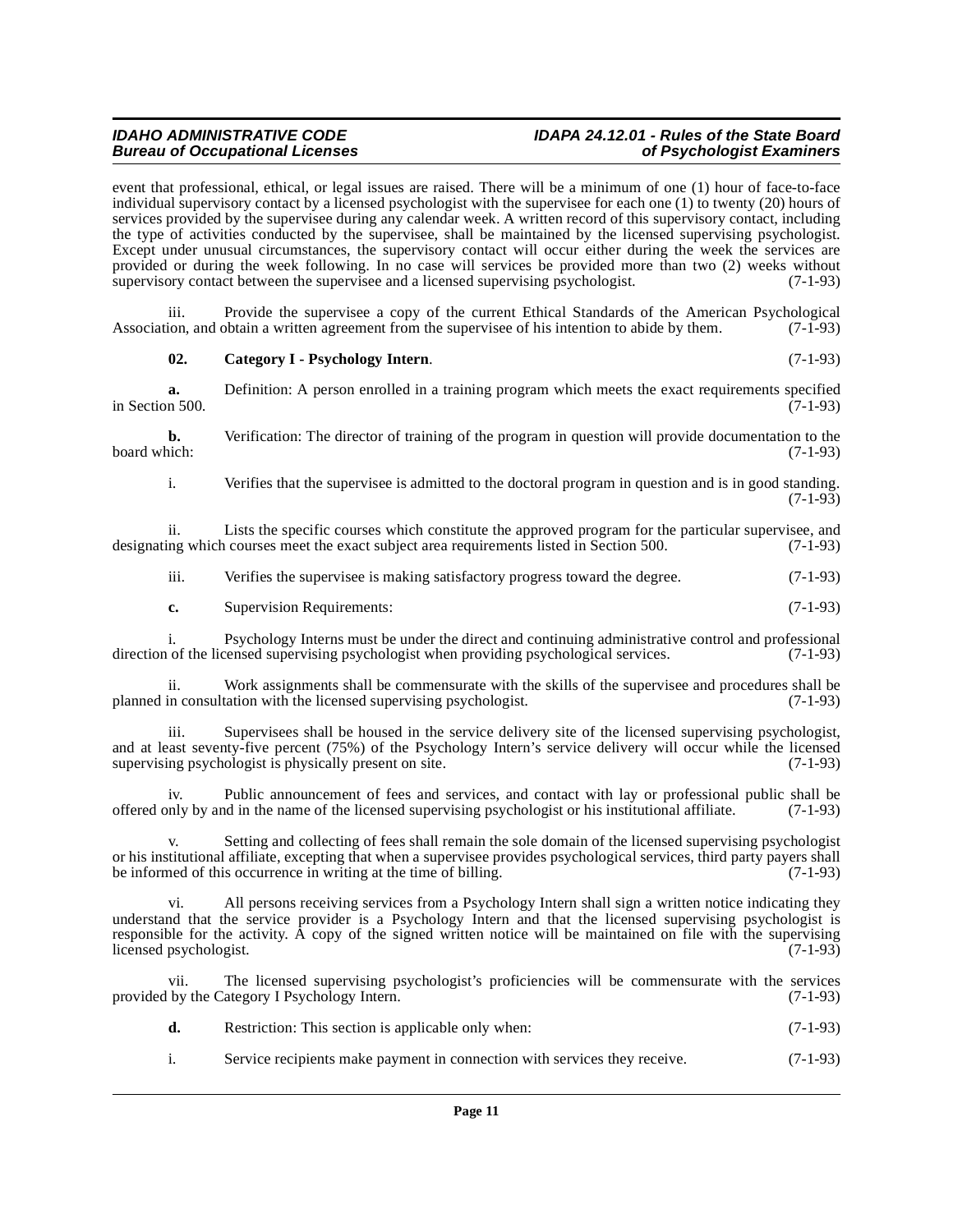event that professional, ethical, or legal issues are raised. There will be a minimum of one (1) hour of face-to-face individual supervisory contact by a licensed psychologist with the supervisee for each one (1) to twenty (20) hours of services provided by the supervisee during any calendar week. A written record of this supervisory contact, including the type of activities conducted by the supervisee, shall be maintained by the licensed supervising psychologist. Except under unusual circumstances, the supervisory contact will occur either during the week the services are provided or during the week following. In no case will services be provided more than two (2) weeks without supervisory contact between the supervisee and a licensed supervising psychologist. (7-1-93)

iii. Provide the supervisee a copy of the current Ethical Standards of the American Psychological Association, and obtain a written agreement from the supervisee of his intention to abide by them. (7-1-93)

**02. Category I - Psychology Intern**. (7-1-93)

**a.** Definition: A person enrolled in a training program which meets the exact requirements specified in Section 500. (7-1-93)

**b.** Verification: The director of training of the program in question will provide documentation to the board which: (7-1-93)

i. Verifies that the supervisee is admitted to the doctoral program in question and is in good standing. (7-1-93)

ii. Lists the specific courses which constitute the approved program for the particular supervisee, and designating which courses meet the exact subject area requirements listed in Section 500. (7-1-93)

iii. Verifies the supervisee is making satisfactory progress toward the degree. (7-1-93)

**c.** Supervision Requirements: (7-1-93)

i. Psychology Interns must be under the direct and continuing administrative control and professional direction of the licensed supervising psychologist when providing psychological services. (7-1-93)

ii. Work assignments shall be commensurate with the skills of the supervisee and procedures shall be planned in consultation with the licensed supervising psychologist. (7-1-93)

iii. Supervisees shall be housed in the service delivery site of the licensed supervising psychologist, and at least seventy-five percent (75%) of the Psychology Intern's service delivery will occur while the licensed supervising psychologist is physically present on site. (7-1-93)

iv. Public announcement of fees and services, and contact with lay or professional public shall be offered only by and in the name of the licensed supervising psychologist or his institutional affiliate. (7-1-93)

v. Setting and collecting of fees shall remain the sole domain of the licensed supervising psychologist or his institutional affiliate, excepting that when a supervisee provides psychological services, third party payers shall be informed of this occurrence in writing at the time of billing. (7-1-93)

vi. All persons receiving services from a Psychology Intern shall sign a written notice indicating they understand that the service provider is a Psychology Intern and that the licensed supervising psychologist is responsible for the activity. A copy of the signed written notice will be maintained on file with the supervising licensed psychologist. (7-1-93)

vii. The licensed supervising psychologist's proficiencies will be commensurate with the services provided by the Category I Psychology Intern. (7-1-93)

**d.** Restriction: This section is applicable only when: (7-1-93)

i. Service recipients make payment in connection with services they receive. (7-1-93)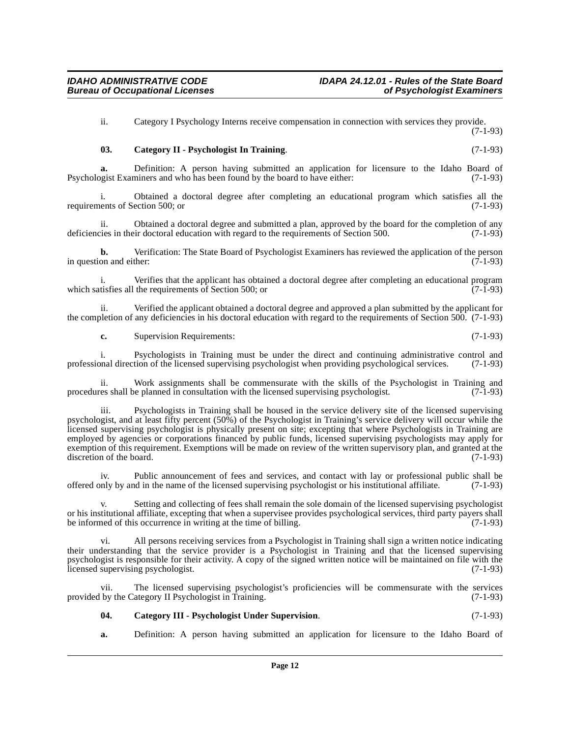ii. Category I Psychology Interns receive compensation in connection with services they provide. (7-1-93)

**03. Category II - Psychologist In Training**. (7-1-93)

**a.** Definition: A person having submitted an application for licensure to the Idaho Board of Psychologist Examiners and who has been found by the board to have either: (7-1-93)

i. Obtained a doctoral degree after completing an educational program which satisfies all the requirements of Section 500; or (7-1-93)

ii. Obtained a doctoral degree and submitted a plan, approved by the board for the completion of any deficiencies in their doctoral education with regard to the requirements of Section 500. (7-1-93)

**b.** Verification: The State Board of Psychologist Examiners has reviewed the application of the person in question and either: (7-1-93)

i. Verifies that the applicant has obtained a doctoral degree after completing an educational program which satisfies all the requirements of Section 500; or (7-1-93)

ii. Verified the applicant obtained a doctoral degree and approved a plan submitted by the applicant for the completion of any deficiencies in his doctoral education with regard to the requirements of Section 500. (7-1-93)

**c.** Supervision Requirements: (7-1-93)

i. Psychologists in Training must be under the direct and continuing administrative control and professional direction of the licensed supervising psychologist when providing psychological services. (7-1-93)

ii. Work assignments shall be commensurate with the skills of the Psychologist in Training and procedures shall be planned in consultation with the licensed supervising psychologist. (7-1-93)

iii. Psychologists in Training shall be housed in the service delivery site of the licensed supervising psychologist, and at least fifty percent (50%) of the Psychologist in Training's service delivery will occur while the licensed supervising psychologist is physically present on site; excepting that where Psychologists in Training are employed by agencies or corporations financed by public funds, licensed supervising psychologists may apply for exemption of this requirement. Exemptions will be made on review of the written supervisory plan, and granted at the discretion of the board. (7-1-93)

iv. Public announcement of fees and services, and contact with lay or professional public shall be offered only by and in the name of the licensed supervising psychologist or his institutional affiliate. (7-1-93)

v. Setting and collecting of fees shall remain the sole domain of the licensed supervising psychologist or his institutional affiliate, excepting that when a supervisee provides psychological services, third party payers shall be informed of this occurrence in writing at the time of billing. (7-1-93)

vi. All persons receiving services from a Psychologist in Training shall sign a written notice indicating their understanding that the service provider is a Psychologist in Training and that the licensed supervising psychologist is responsible for their activity. A copy of the signed written notice will be maintained on file with the licensed supervising psychologist. (7-1-93)

vii. The licensed supervising psychologist's proficiencies will be commensurate with the services provided by the Category II Psychologist in Training. (7-1-93)

**04. Category III - Psychologist Under Supervision**. (7-1-93)

**a.** Definition: A person having submitted an application for licensure to the Idaho Board of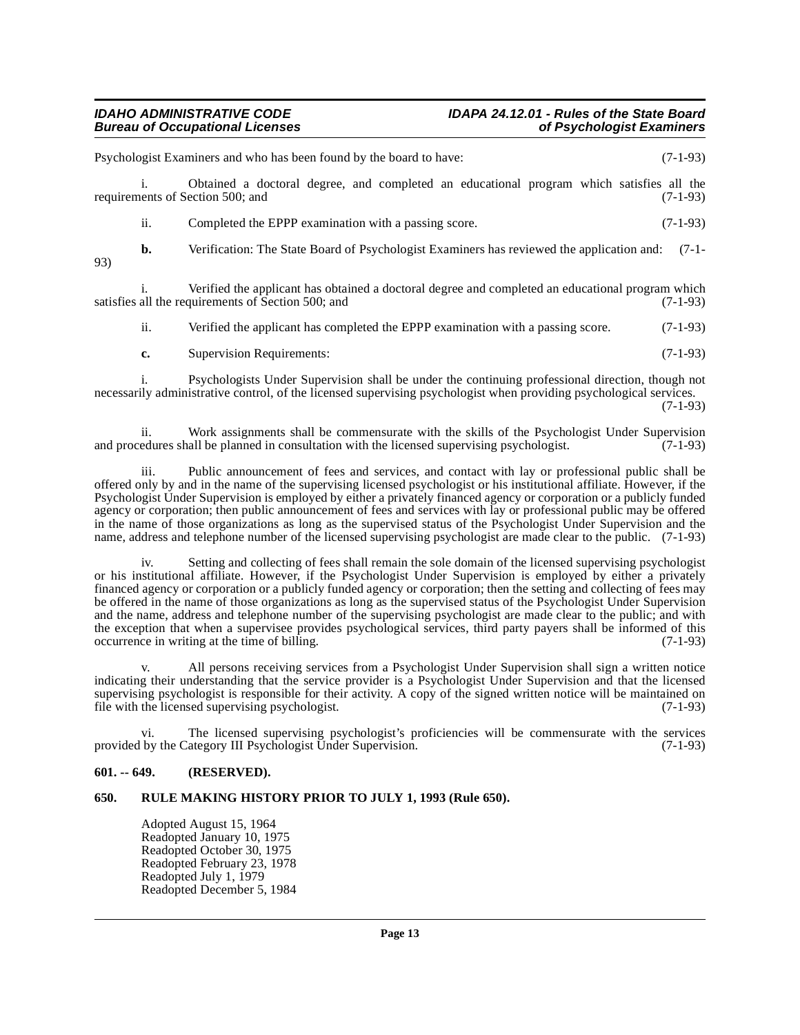Psychologist Examiners and who has been found by the board to have: (7-1-93)

i. Obtained a doctoral degree, and completed an educational program which satisfies all the requirements of Section 500; and (7-1-93)

ii. Completed the EPPP examination with a passing score. (7-1-93)

**b.** Verification: The State Board of Psychologist Examiners has reviewed the application and: (7-1-93)

i. Verified the applicant has obtained a doctoral degree and completed an educational program which satisfies all the requirements of Section 500; and (7-1-93)

ii. Verified the applicant has completed the EPPP examination with a passing score. (7-1-93)

**c.** Supervision Requirements: (7-1-93)

i. Psychologists Under Supervision shall be under the continuing professional direction, though not necessarily administrative control, of the licensed supervising psychologist when providing psychological services. (7-1-93)

ii. Work assignments shall be commensurate with the skills of the Psychologist Under Supervision and procedures shall be planned in consultation with the licensed supervising psychologist. (7-1-93)

iii. Public announcement of fees and services, and contact with lay or professional public shall be offered only by and in the name of the supervising licensed psychologist or his institutional affiliate. However, if the Psychologist Under Supervision is employed by either a privately financed agency or corporation or a publicly funded agency or corporation; then public announcement of fees and services with lay or professional public may be offered in the name of those organizations as long as the supervised status of the Psychologist Under Supervision and the name, address and telephone number of the licensed supervising psychologist are made clear to the public. (7-1-93)

iv. Setting and collecting of fees shall remain the sole domain of the licensed supervising psychologist or his institutional affiliate. However, if the Psychologist Under Supervision is employed by either a privately financed agency or corporation or a publicly funded agency or corporation; then the setting and collecting of fees may be offered in the name of those organizations as long as the supervised status of the Psychologist Under Supervision and the name, address and telephone number of the supervising psychologist are made clear to the public; and with the exception that when a supervisee provides psychological services, third party payers shall be informed of this occurrence in writing at the time of billing. (7-1-93)

v. All persons receiving services from a Psychologist Under Supervision shall sign a written notice indicating their understanding that the service provider is a Psychologist Under Supervision and that the licensed supervising psychologist is responsible for their activity. A copy of the signed written notice will be maintained on file with the licensed supervising psychologist. (7-1-93)

vi. The licensed supervising psychologist's proficiencies will be commensurate with the services provided by the Category III Psychologist Under Supervision. (7-1-93)

## 601. -- 649. (RESERVED).

## 650. RULE MAKING HISTORY PRIOR TO JULY 1, 1993 (Rule 650).

Adopted August 15, 1964
Readopted January 10, 1975
Readopted October 30, 1975
Readopted February 23, 1978
Readopted July 1, 1979
Readopted December 5, 1984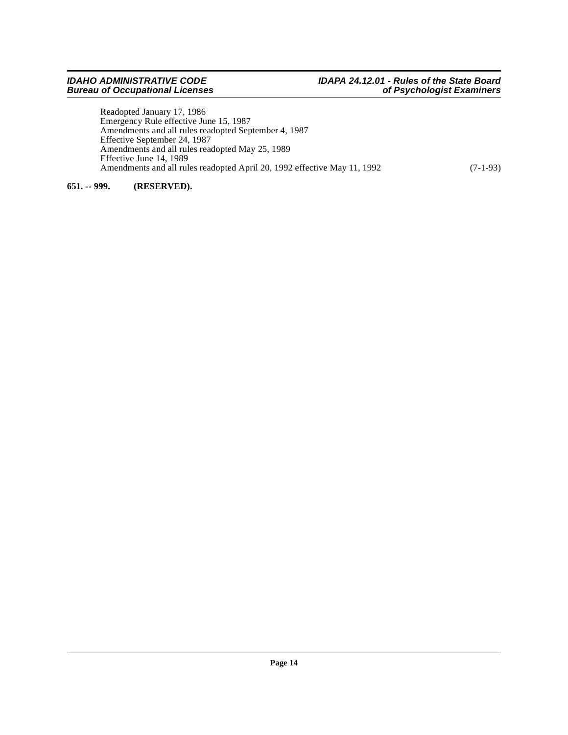Readopted January 17, 1986
Emergency Rule effective June 15, 1987
Amendments and all rules readopted September 4, 1987
Effective September 24, 1987
Amendments and all rules readopted May 25, 1989
Effective June 14, 1989
Amendments and all rules readopted April 20, 1992 effective May 11, 1992 (7-1-93)

**651. -- 999. (RESERVED).**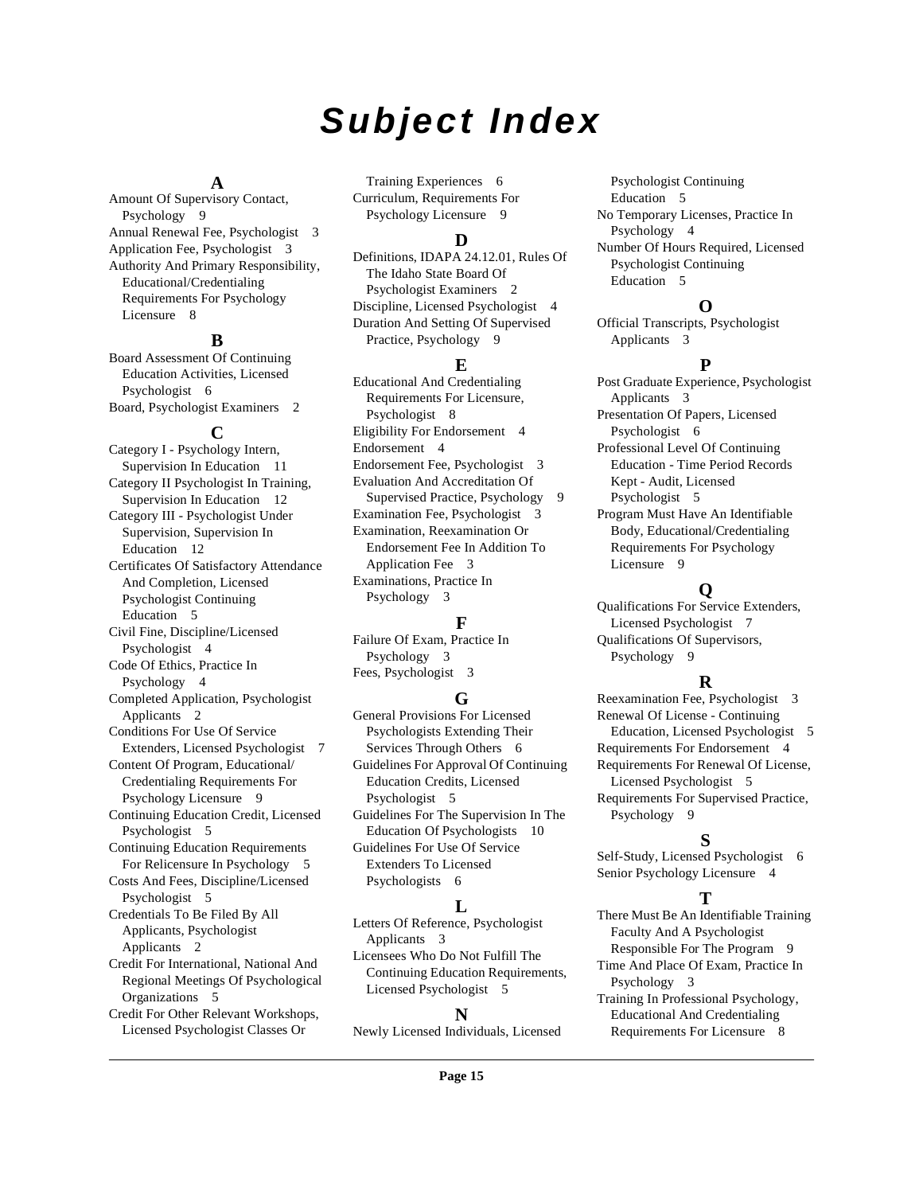# Subject Index

## A

Amount Of Supervisory Contact, Psychology 9
Annual Renewal Fee, Psychologist 3
Application Fee, Psychologist 3
Authority And Primary Responsibility, Educational/Credentialing Requirements For Psychology Licensure 8

## B

Board Assessment Of Continuing Education Activities, Licensed Psychologist 6
Board, Psychologist Examiners 2

## C

Category I - Psychology Intern, Supervision In Education 11
Category II Psychologist In Training, Supervision In Education 12
Category III - Psychologist Under Supervision, Supervision In Education 12
Certificates Of Satisfactory Attendance And Completion, Licensed Psychologist Continuing Education 5
Civil Fine, Discipline/Licensed Psychologist 4
Code Of Ethics, Practice In Psychology 4
Completed Application, Psychologist Applicants 2
Conditions For Use Of Service Extenders, Licensed Psychologist 7
Content Of Program, Educational/ Credentialing Requirements For Psychology Licensure 9
Continuing Education Credit, Licensed Psychologist 5
Continuing Education Requirements For Relicensure In Psychology 5
Costs And Fees, Discipline/Licensed Psychologist 5
Credentials To Be Filed By All Applicants, Psychologist Applicants 2
Credit For International, National And Regional Meetings Of Psychological Organizations 5
Credit For Other Relevant Workshops, Licensed Psychologist Classes Or Training Experiences 6
Curriculum, Requirements For Psychology Licensure 9

## D

Definitions, IDAPA 24.12.01, Rules Of The Idaho State Board Of Psychologist Examiners 2
Discipline, Licensed Psychologist 4
Duration And Setting Of Supervised Practice, Psychology 9

## E

Educational And Credentialing Requirements For Licensure, Psychologist 8
Eligibility For Endorsement 4
Endorsement 4
Endorsement Fee, Psychologist 3
Evaluation And Accreditation Of Supervised Practice, Psychology 9
Examination Fee, Psychologist 3
Examination, Reexamination Or Endorsement Fee In Addition To Application Fee 3
Examinations, Practice In Psychology 3

## F

Failure Of Exam, Practice In Psychology 3
Fees, Psychologist 3

## G

General Provisions For Licensed Psychologists Extending Their Services Through Others 6
Guidelines For Approval Of Continuing Education Credits, Licensed Psychologist 5
Guidelines For The Supervision In The Education Of Psychologists 10
Guidelines For Use Of Service Extenders To Licensed Psychologists 6

## L

Letters Of Reference, Psychologist Applicants 3
Licensees Who Do Not Fulfill The Continuing Education Requirements, Licensed Psychologist 5

## N

Newly Licensed Individuals, Licensed Psychologist Continuing Education 5
No Temporary Licenses, Practice In Psychology 4
Number Of Hours Required, Licensed Psychologist Continuing Education 5

## O

Official Transcripts, Psychologist Applicants 3

## P

Post Graduate Experience, Psychologist Applicants 3
Presentation Of Papers, Licensed Psychologist 6
Professional Level Of Continuing Education - Time Period Records Kept - Audit, Licensed Psychologist 5
Program Must Have An Identifiable Body, Educational/Credentialing Requirements For Psychology Licensure 9

## Q

Qualifications For Service Extenders, Licensed Psychologist 7
Qualifications Of Supervisors, Psychology 9

## R

Reexamination Fee, Psychologist 3
Renewal Of License - Continuing Education, Licensed Psychologist 5
Requirements For Endorsement 4
Requirements For Renewal Of License, Licensed Psychologist 5
Requirements For Supervised Practice, Psychology 9

## S

Self-Study, Licensed Psychologist 6
Senior Psychology Licensure 4

## T

There Must Be An Identifiable Training Faculty And A Psychologist Responsible For The Program 9
Time And Place Of Exam, Practice In Psychology 3
Training In Professional Psychology, Educational And Credentialing Requirements For Licensure 8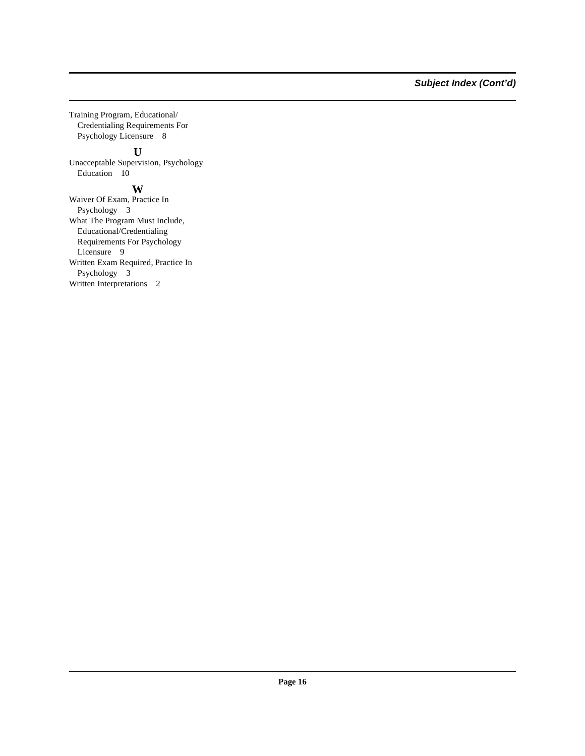## Subject Index (Cont'd)

Training Program, Educational/
  Credentialing Requirements For
  Psychology Licensure 8

**U**

Unacceptable Supervision, Psychology
  Education 10

**W**

Waiver Of Exam, Practice In
  Psychology 3

What The Program Must Include,
  Educational/Credentialing
  Requirements For Psychology
  Licensure 9

Written Exam Required, Practice In
  Psychology 3

Written Interpretations 2